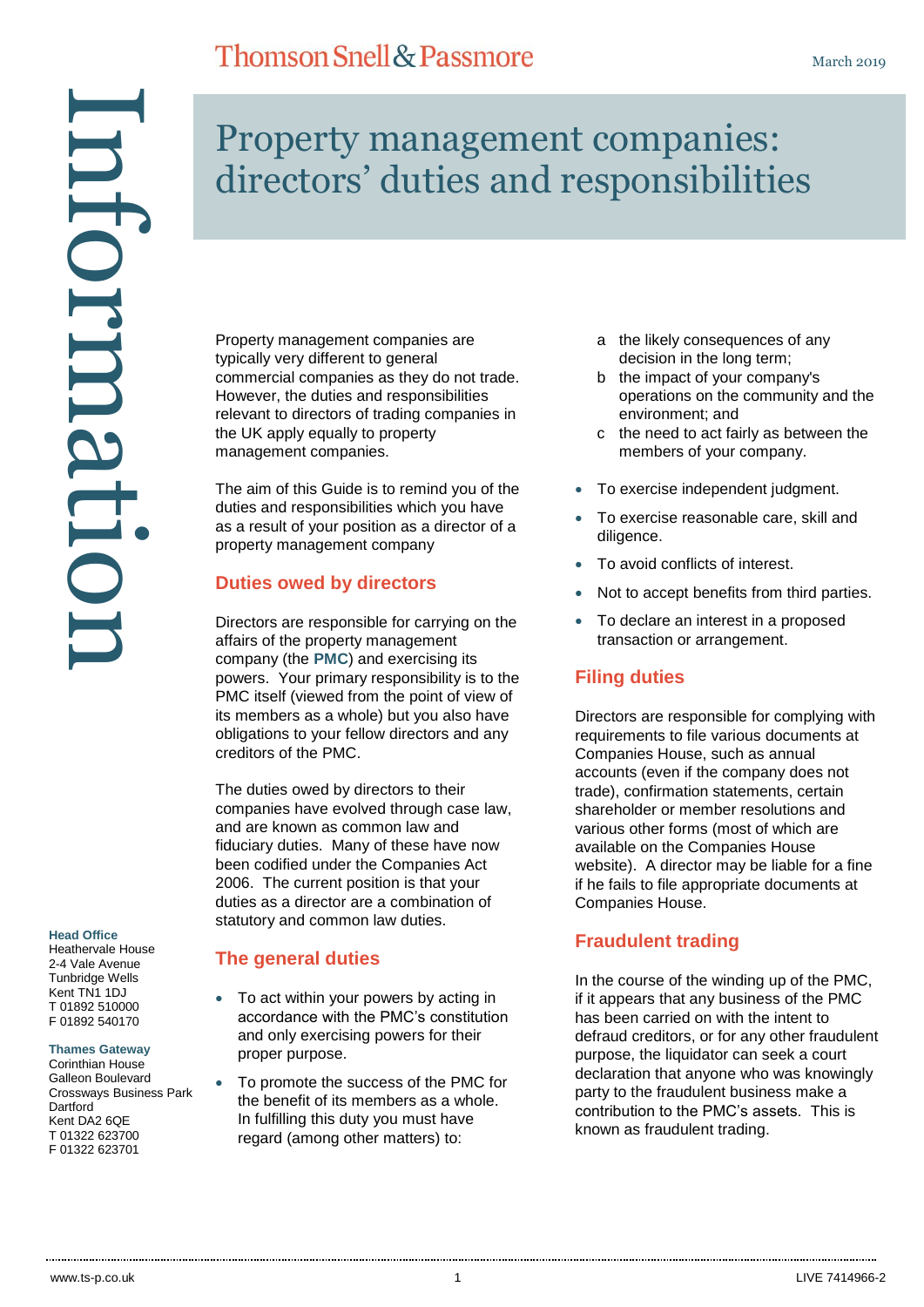# Property management companies: directors' duties and responsibilities

March 2019

Property management companies are typically very different to general commercial companies as they do not trade. However, the duties and responsibilities relevant to directors of trading companies in the UK apply equally to property management companies.

The aim of this Guide is to remind you of the duties and responsibilities which you have as a result of your position as a director of a property management company

## Duties owed by directors

Directors are responsible for carrying on the affairs of the property management company (the **PMC**) and exercising its powers. Your primary responsibility is to the PMC itself (viewed from the point of view of its members as a whole) but you also have obligations to your fellow directors and any creditors of the PMC.

The duties owed by directors to their companies have evolved through case law, and are known as common law and fiduciary duties. Many of these have now been codified under the Companies Act 2006. The current position is that your duties as a director are a combination of statutory and common law duties.

## The general duties

- To act within your powers by acting in accordance with the PMC's constitution and only exercising powers for their proper purpose.
- To promote the success of the PMC for the benefit of its members as a whole. In fulfilling this duty you must have regard (among other matters) to:
  - a the likely consequences of any decision in the long term;
  - b the impact of your company's operations on the community and the environment; and
  - c the need to act fairly as between the members of your company.
- To exercise independent judgment.
- To exercise reasonable care, skill and diligence.
- To avoid conflicts of interest.
- Not to accept benefits from third parties.
- To declare an interest in a proposed transaction or arrangement.

## Filing duties

Directors are responsible for complying with requirements to file various documents at Companies House, such as annual accounts (even if the company does not trade), confirmation statements, certain shareholder or member resolutions and various other forms (most of which are available on the Companies House website). A director may be liable for a fine if he fails to file appropriate documents at Companies House.

## Fraudulent trading

In the course of the winding up of the PMC, if it appears that any business of the PMC has been carried on with the intent to defraud creditors, or for any other fraudulent purpose, the liquidator can seek a court declaration that anyone who was knowingly party to the fraudulent business make a contribution to the PMC's assets. This is known as fraudulent trading.

**Head Office**
Heathervale House
2-4 Vale Avenue
Tunbridge Wells
Kent TN1 1DJ
T 01892 510000
F 01892 540170

**Thames Gateway**
Corinthian House
Galleon Boulevard
Crossways Business Park
Dartford
Kent DA2 6QE
T 01322 623700
F 01322 623701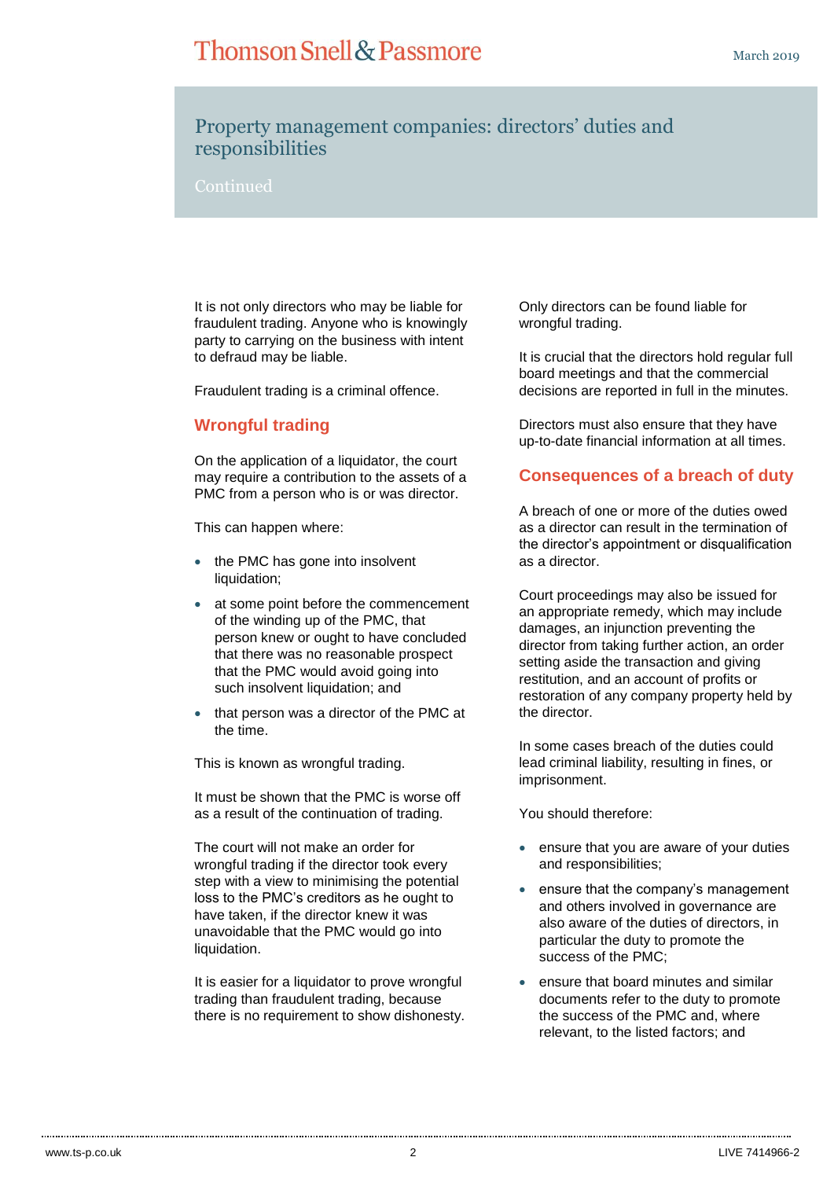## Property management companies: directors' duties and responsibilities

Continued

It is not only directors who may be liable for fraudulent trading. Anyone who is knowingly party to carrying on the business with intent to defraud may be liable.

Fraudulent trading is a criminal offence.

### Wrongful trading

On the application of a liquidator, the court may require a contribution to the assets of a PMC from a person who is or was director.

This can happen where:

- the PMC has gone into insolvent liquidation;
- at some point before the commencement of the winding up of the PMC, that person knew or ought to have concluded that there was no reasonable prospect that the PMC would avoid going into such insolvent liquidation; and
- that person was a director of the PMC at the time.

This is known as wrongful trading.

It must be shown that the PMC is worse off as a result of the continuation of trading.

The court will not make an order for wrongful trading if the director took every step with a view to minimising the potential loss to the PMC's creditors as he ought to have taken, if the director knew it was unavoidable that the PMC would go into liquidation.

It is easier for a liquidator to prove wrongful trading than fraudulent trading, because there is no requirement to show dishonesty.

Only directors can be found liable for wrongful trading.

It is crucial that the directors hold regular full board meetings and that the commercial decisions are reported in full in the minutes.

Directors must also ensure that they have up-to-date financial information at all times.

### Consequences of a breach of duty

A breach of one or more of the duties owed as a director can result in the termination of the director's appointment or disqualification as a director.

Court proceedings may also be issued for an appropriate remedy, which may include damages, an injunction preventing the director from taking further action, an order setting aside the transaction and giving restitution, and an account of profits or restoration of any company property held by the director.

In some cases breach of the duties could lead criminal liability, resulting in fines, or imprisonment.

You should therefore:

- ensure that you are aware of your duties and responsibilities;
- ensure that the company's management and others involved in governance are also aware of the duties of directors, in particular the duty to promote the success of the PMC;
- ensure that board minutes and similar documents refer to the duty to promote the success of the PMC and, where relevant, to the listed factors; and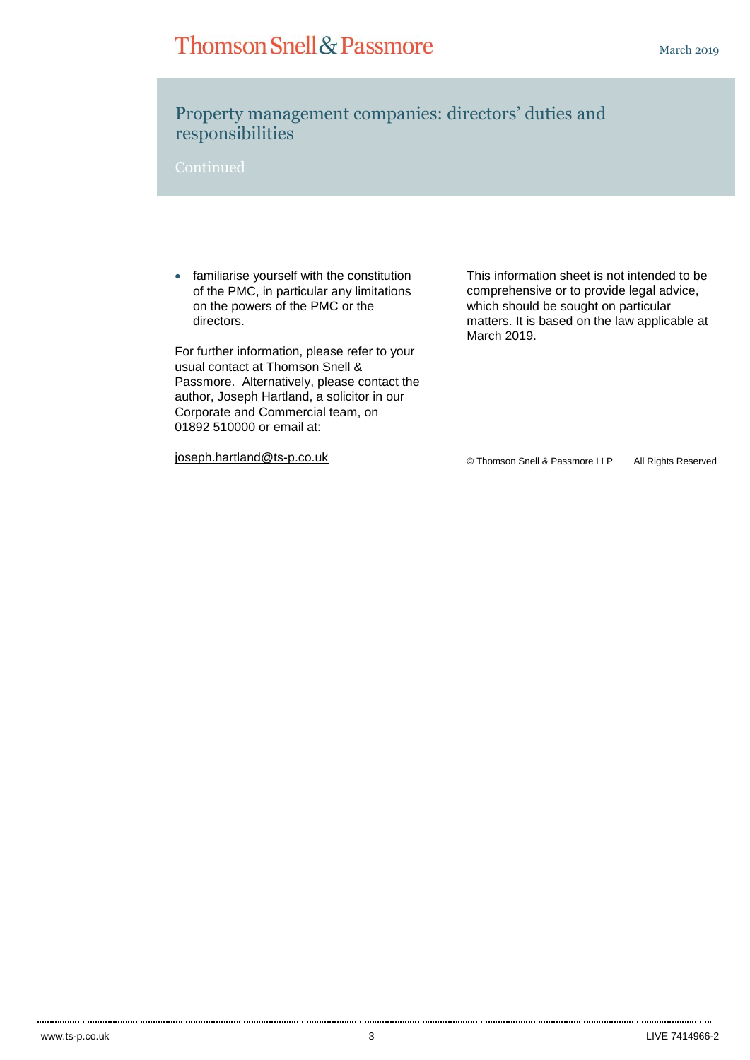## Property management companies: directors' duties and responsibilities

Continued

- familiarise yourself with the constitution of the PMC, in particular any limitations on the powers of the PMC or the directors.

For further information, please refer to your usual contact at Thomson Snell & Passmore. Alternatively, please contact the author, Joseph Hartland, a solicitor in our Corporate and Commercial team, on 01892 510000 or email at:

joseph.hartland@ts-p.co.uk

This information sheet is not intended to be comprehensive or to provide legal advice, which should be sought on particular matters. It is based on the law applicable at March 2019.

© Thomson Snell & Passmore LLP All Rights Reserved